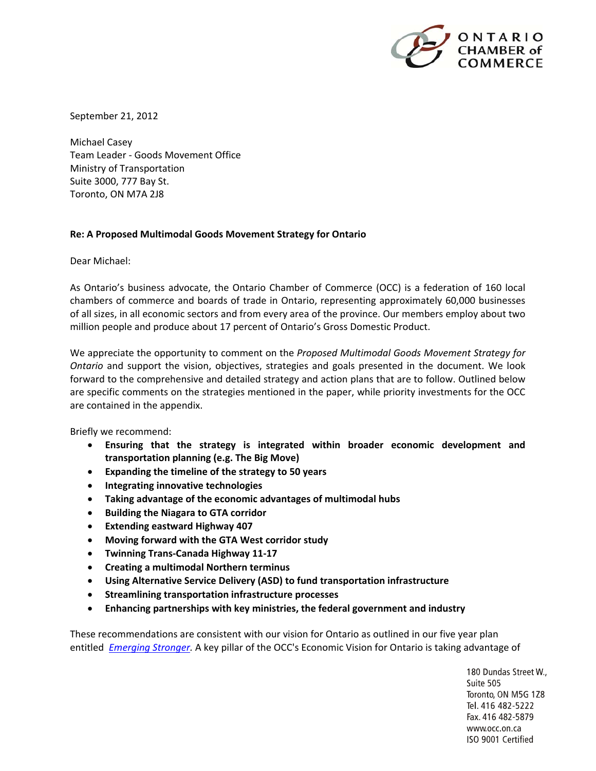ONTARIO CHAMBER of COMMERCE

September 21, 2012

Michael Casey
Team Leader - Goods Movement Office
Ministry of Transportation
Suite 3000, 777 Bay St.
Toronto, ON M7A 2J8

**Re: A Proposed Multimodal Goods Movement Strategy for Ontario**

Dear Michael:

As Ontario's business advocate, the Ontario Chamber of Commerce (OCC) is a federation of 160 local chambers of commerce and boards of trade in Ontario, representing approximately 60,000 businesses of all sizes, in all economic sectors and from every area of the province. Our members employ about two million people and produce about 17 percent of Ontario's Gross Domestic Product.

We appreciate the opportunity to comment on the *Proposed Multimodal Goods Movement Strategy for Ontario* and support the vision, objectives, strategies and goals presented in the document. We look forward to the comprehensive and detailed strategy and action plans that are to follow. Outlined below are specific comments on the strategies mentioned in the paper, while priority investments for the OCC are contained in the appendix.

Briefly we recommend:

- **Ensuring that the strategy is integrated within broader economic development and transportation planning (e.g. The Big Move)**
- **Expanding the timeline of the strategy to 50 years**
- **Integrating innovative technologies**
- **Taking advantage of the economic advantages of multimodal hubs**
- **Building the Niagara to GTA corridor**
- **Extending eastward Highway 407**
- **Moving forward with the GTA West corridor study**
- **Twinning Trans-Canada Highway 11-17**
- **Creating a multimodal Northern terminus**
- **Using Alternative Service Delivery (ASD) to fund transportation infrastructure**
- **Streamlining transportation infrastructure processes**
- **Enhancing partnerships with key ministries, the federal government and industry**

These recommendations are consistent with our vision for Ontario as outlined in our five year plan entitled *Emerging Stronger*. A key pillar of the OCC's Economic Vision for Ontario is taking advantage of

180 Dundas Street W.,
Suite 505
Toronto, ON M5G 1Z8
Tel. 416 482-5222
Fax. 416 482-5879
www.occ.on.ca
ISO 9001 Certified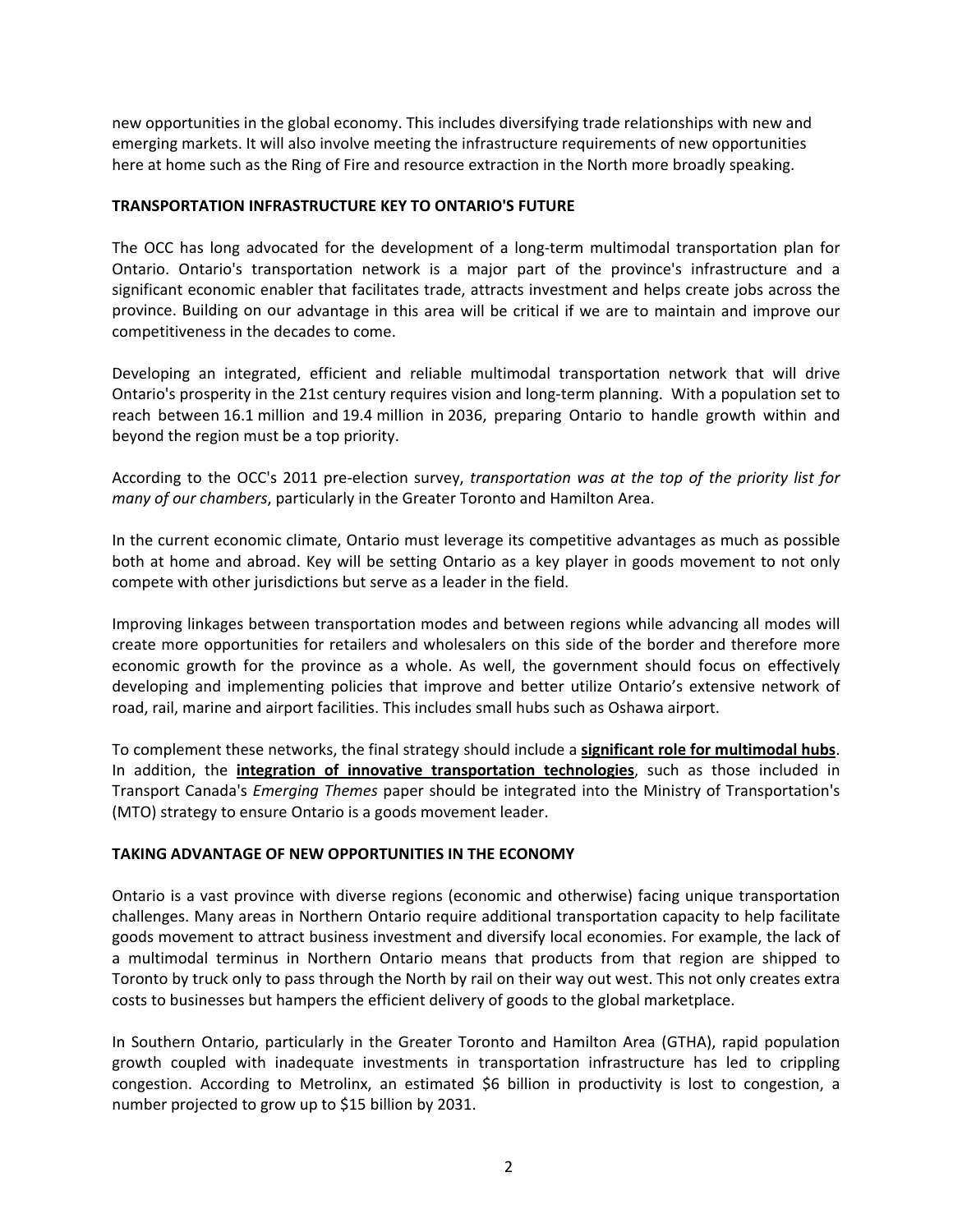new opportunities in the global economy. This includes diversifying trade relationships with new and emerging markets. It will also involve meeting the infrastructure requirements of new opportunities here at home such as the Ring of Fire and resource extraction in the North more broadly speaking.

## TRANSPORTATION INFRASTRUCTURE KEY TO ONTARIO'S FUTURE

The OCC has long advocated for the development of a long-term multimodal transportation plan for Ontario. Ontario's transportation network is a major part of the province's infrastructure and a significant economic enabler that facilitates trade, attracts investment and helps create jobs across the province. Building on our advantage in this area will be critical if we are to maintain and improve our competitiveness in the decades to come.

Developing an integrated, efficient and reliable multimodal transportation network that will drive Ontario's prosperity in the 21st century requires vision and long-term planning. With a population set to reach between 16.1 million and 19.4 million in 2036, preparing Ontario to handle growth within and beyond the region must be a top priority.

According to the OCC's 2011 pre-election survey, *transportation was at the top of the priority list for many of our chambers*, particularly in the Greater Toronto and Hamilton Area.

In the current economic climate, Ontario must leverage its competitive advantages as much as possible both at home and abroad. Key will be setting Ontario as a key player in goods movement to not only compete with other jurisdictions but serve as a leader in the field.

Improving linkages between transportation modes and between regions while advancing all modes will create more opportunities for retailers and wholesalers on this side of the border and therefore more economic growth for the province as a whole. As well, the government should focus on effectively developing and implementing policies that improve and better utilize Ontario's extensive network of road, rail, marine and airport facilities. This includes small hubs such as Oshawa airport.

To complement these networks, the final strategy should include a **significant role for multimodal hubs**. In addition, the **integration of innovative transportation technologies**, such as those included in Transport Canada's *Emerging Themes* paper should be integrated into the Ministry of Transportation's (MTO) strategy to ensure Ontario is a goods movement leader.

## TAKING ADVANTAGE OF NEW OPPORTUNITIES IN THE ECONOMY

Ontario is a vast province with diverse regions (economic and otherwise) facing unique transportation challenges. Many areas in Northern Ontario require additional transportation capacity to help facilitate goods movement to attract business investment and diversify local economies. For example, the lack of a multimodal terminus in Northern Ontario means that products from that region are shipped to Toronto by truck only to pass through the North by rail on their way out west. This not only creates extra costs to businesses but hampers the efficient delivery of goods to the global marketplace.

In Southern Ontario, particularly in the Greater Toronto and Hamilton Area (GTHA), rapid population growth coupled with inadequate investments in transportation infrastructure has led to crippling congestion. According to Metrolinx, an estimated $6 billion in productivity is lost to congestion, a number projected to grow up to $15 billion by 2031.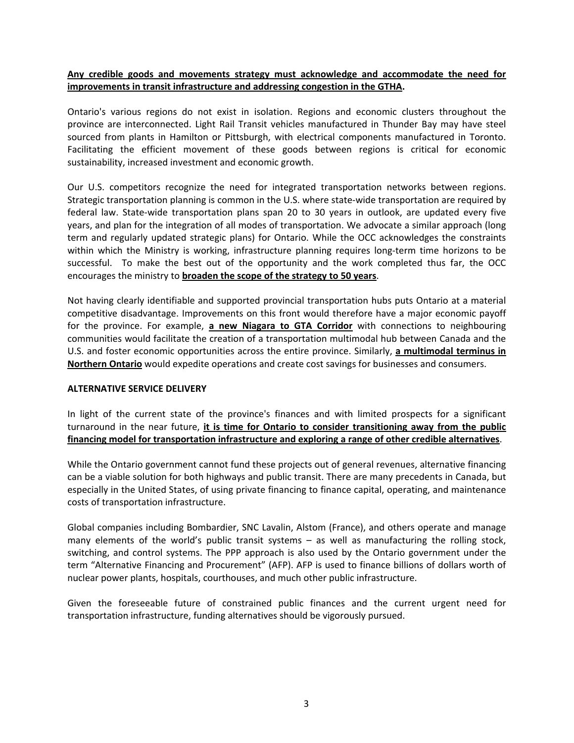**Any credible goods and movements strategy must acknowledge and accommodate the need for improvements in transit infrastructure and addressing congestion in the GTHA.**

Ontario's various regions do not exist in isolation. Regions and economic clusters throughout the province are interconnected. Light Rail Transit vehicles manufactured in Thunder Bay may have steel sourced from plants in Hamilton or Pittsburgh, with electrical components manufactured in Toronto. Facilitating the efficient movement of these goods between regions is critical for economic sustainability, increased investment and economic growth.

Our U.S. competitors recognize the need for integrated transportation networks between regions. Strategic transportation planning is common in the U.S. where state-wide transportation are required by federal law. State-wide transportation plans span 20 to 30 years in outlook, are updated every five years, and plan for the integration of all modes of transportation. We advocate a similar approach (long term and regularly updated strategic plans) for Ontario. While the OCC acknowledges the constraints within which the Ministry is working, infrastructure planning requires long-term time horizons to be successful. To make the best out of the opportunity and the work completed thus far, the OCC encourages the ministry to **broaden the scope of the strategy to 50 years**.

Not having clearly identifiable and supported provincial transportation hubs puts Ontario at a material competitive disadvantage. Improvements on this front would therefore have a major economic payoff for the province. For example, **a new Niagara to GTA Corridor** with connections to neighbouring communities would facilitate the creation of a transportation multimodal hub between Canada and the U.S. and foster economic opportunities across the entire province. Similarly, **a multimodal terminus in Northern Ontario** would expedite operations and create cost savings for businesses and consumers.

**ALTERNATIVE SERVICE DELIVERY**

In light of the current state of the province's finances and with limited prospects for a significant turnaround in the near future, **it is time for Ontario to consider transitioning away from the public financing model for transportation infrastructure and exploring a range of other credible alternatives**.

While the Ontario government cannot fund these projects out of general revenues, alternative financing can be a viable solution for both highways and public transit. There are many precedents in Canada, but especially in the United States, of using private financing to finance capital, operating, and maintenance costs of transportation infrastructure.

Global companies including Bombardier, SNC Lavalin, Alstom (France), and others operate and manage many elements of the world's public transit systems – as well as manufacturing the rolling stock, switching, and control systems. The PPP approach is also used by the Ontario government under the term "Alternative Financing and Procurement" (AFP). AFP is used to finance billions of dollars worth of nuclear power plants, hospitals, courthouses, and much other public infrastructure.

Given the foreseeable future of constrained public finances and the current urgent need for transportation infrastructure, funding alternatives should be vigorously pursued.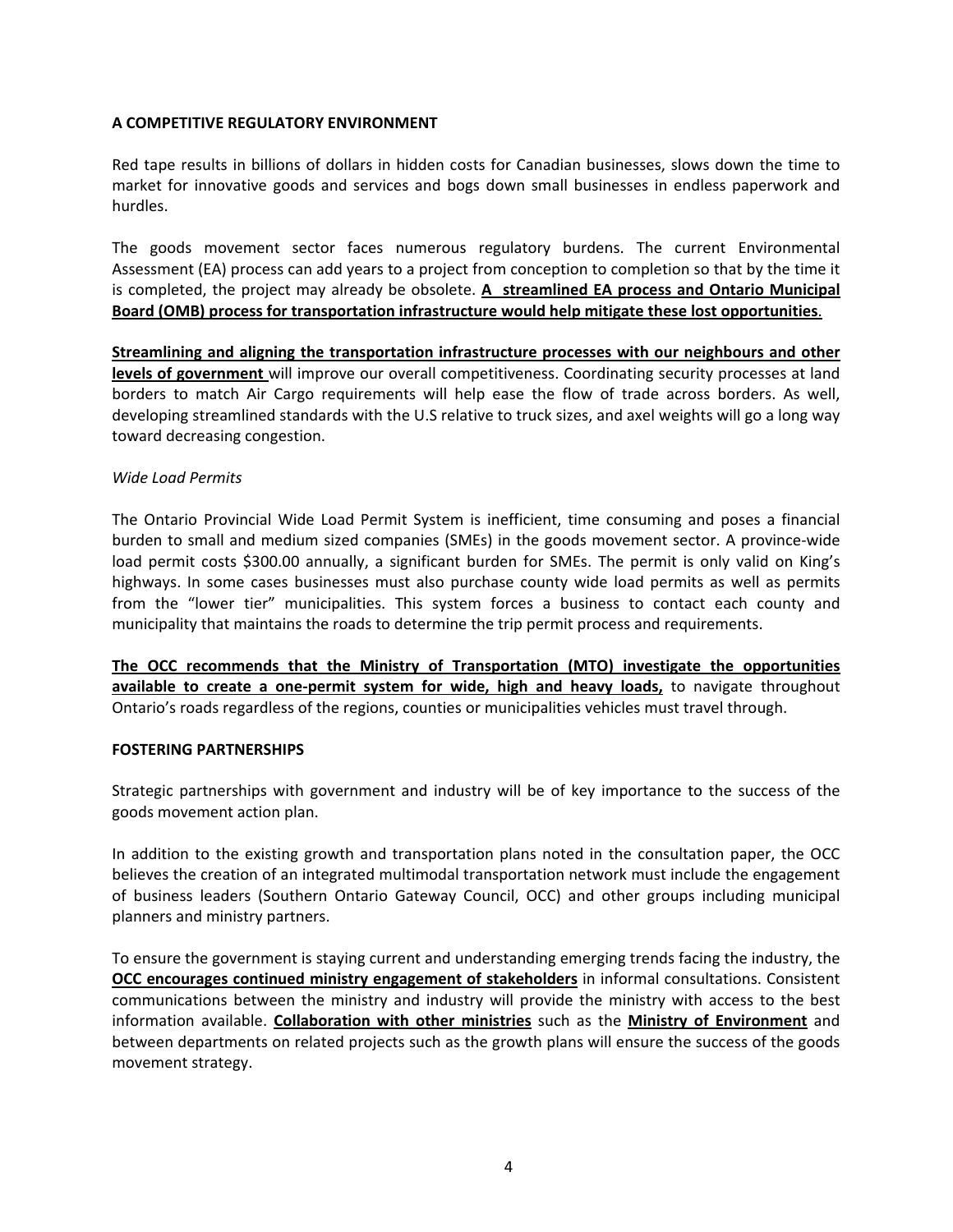## A COMPETITIVE REGULATORY ENVIRONMENT

Red tape results in billions of dollars in hidden costs for Canadian businesses, slows down the time to market for innovative goods and services and bogs down small businesses in endless paperwork and hurdles.

The goods movement sector faces numerous regulatory burdens. The current Environmental Assessment (EA) process can add years to a project from conception to completion so that by the time it is completed, the project may already be obsolete. **A streamlined EA process and Ontario Municipal Board (OMB) process for transportation infrastructure would help mitigate these lost opportunities**.

**Streamlining and aligning the transportation infrastructure processes with our neighbours and other levels of government** will improve our overall competitiveness. Coordinating security processes at land borders to match Air Cargo requirements will help ease the flow of trade across borders. As well, developing streamlined standards with the U.S relative to truck sizes, and axel weights will go a long way toward decreasing congestion.

*Wide Load Permits*

The Ontario Provincial Wide Load Permit System is inefficient, time consuming and poses a financial burden to small and medium sized companies (SMEs) in the goods movement sector. A province-wide load permit costs $300.00 annually, a significant burden for SMEs. The permit is only valid on King's highways. In some cases businesses must also purchase county wide load permits as well as permits from the "lower tier" municipalities. This system forces a business to contact each county and municipality that maintains the roads to determine the trip permit process and requirements.

**The OCC recommends that the Ministry of Transportation (MTO) investigate the opportunities available to create a one-permit system for wide, high and heavy loads,** to navigate throughout Ontario's roads regardless of the regions, counties or municipalities vehicles must travel through.

## FOSTERING PARTNERSHIPS

Strategic partnerships with government and industry will be of key importance to the success of the goods movement action plan.

In addition to the existing growth and transportation plans noted in the consultation paper, the OCC believes the creation of an integrated multimodal transportation network must include the engagement of business leaders (Southern Ontario Gateway Council, OCC) and other groups including municipal planners and ministry partners.

To ensure the government is staying current and understanding emerging trends facing the industry, the **OCC encourages continued ministry engagement of stakeholders** in informal consultations. Consistent communications between the ministry and industry will provide the ministry with access to the best information available. **Collaboration with other ministries** such as the **Ministry of Environment** and between departments on related projects such as the growth plans will ensure the success of the goods movement strategy.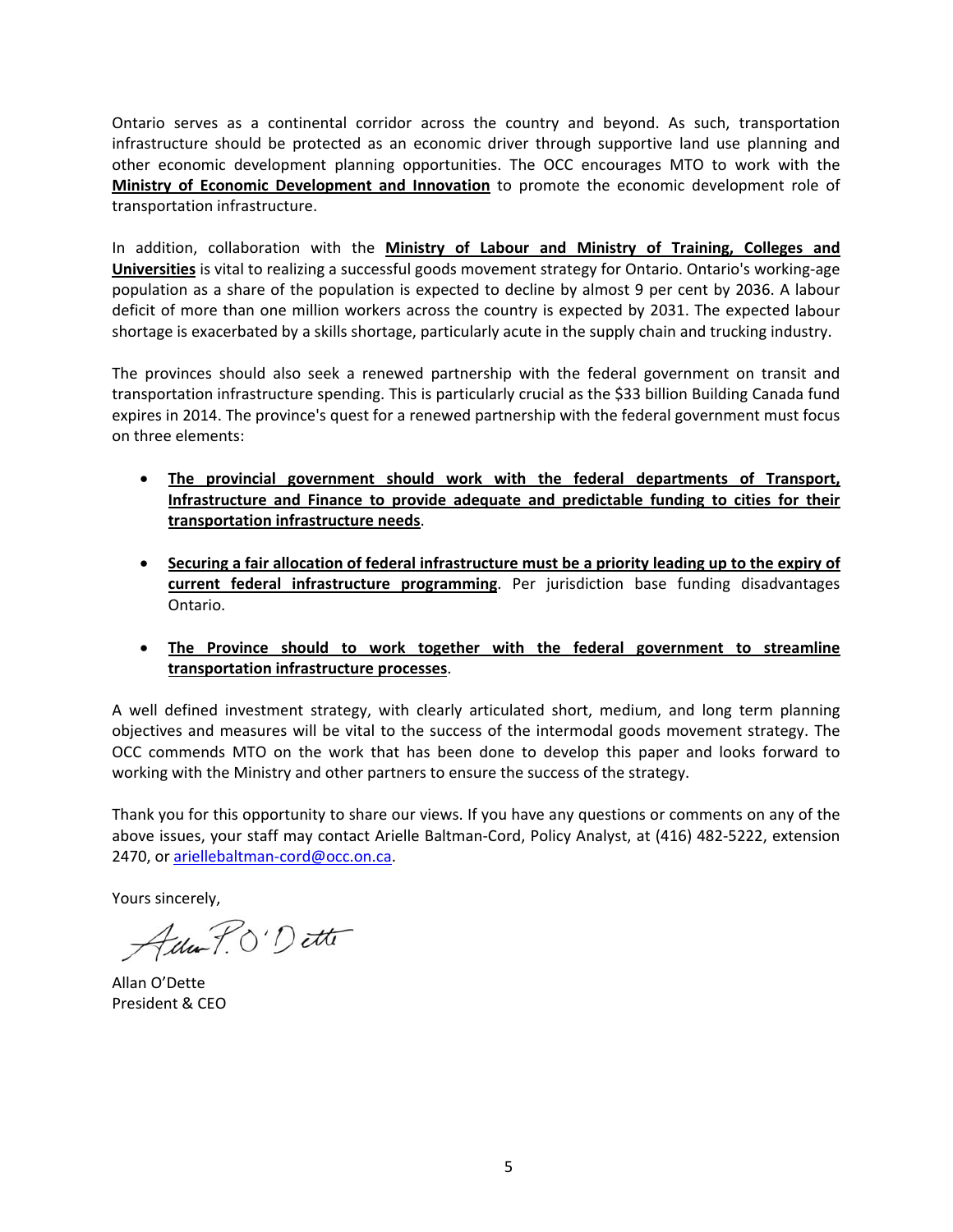Ontario serves as a continental corridor across the country and beyond. As such, transportation infrastructure should be protected as an economic driver through supportive land use planning and other economic development planning opportunities. The OCC encourages MTO to work with the **Ministry of Economic Development and Innovation** to promote the economic development role of transportation infrastructure.

In addition, collaboration with the **Ministry of Labour and Ministry of Training, Colleges and Universities** is vital to realizing a successful goods movement strategy for Ontario. Ontario's working-age population as a share of the population is expected to decline by almost 9 per cent by 2036. A labour deficit of more than one million workers across the country is expected by 2031. The expected labour shortage is exacerbated by a skills shortage, particularly acute in the supply chain and trucking industry.

The provinces should also seek a renewed partnership with the federal government on transit and transportation infrastructure spending. This is particularly crucial as the $33 billion Building Canada fund expires in 2014. The province's quest for a renewed partnership with the federal government must focus on three elements:

- **The provincial government should work with the federal departments of Transport, Infrastructure and Finance to provide adequate and predictable funding to cities for their transportation infrastructure needs**.
- **Securing a fair allocation of federal infrastructure must be a priority leading up to the expiry of current federal infrastructure programming**. Per jurisdiction base funding disadvantages Ontario.
- **The Province should to work together with the federal government to streamline transportation infrastructure processes**.

A well defined investment strategy, with clearly articulated short, medium, and long term planning objectives and measures will be vital to the success of the intermodal goods movement strategy. The OCC commends MTO on the work that has been done to develop this paper and looks forward to working with the Ministry and other partners to ensure the success of the strategy.

Thank you for this opportunity to share our views. If you have any questions or comments on any of the above issues, your staff may contact Arielle Baltman-Cord, Policy Analyst, at (416) 482-5222, extension 2470, or ariellebaltman-cord@occ.on.ca.

Yours sincerely,

Allan O'Dette
President & CEO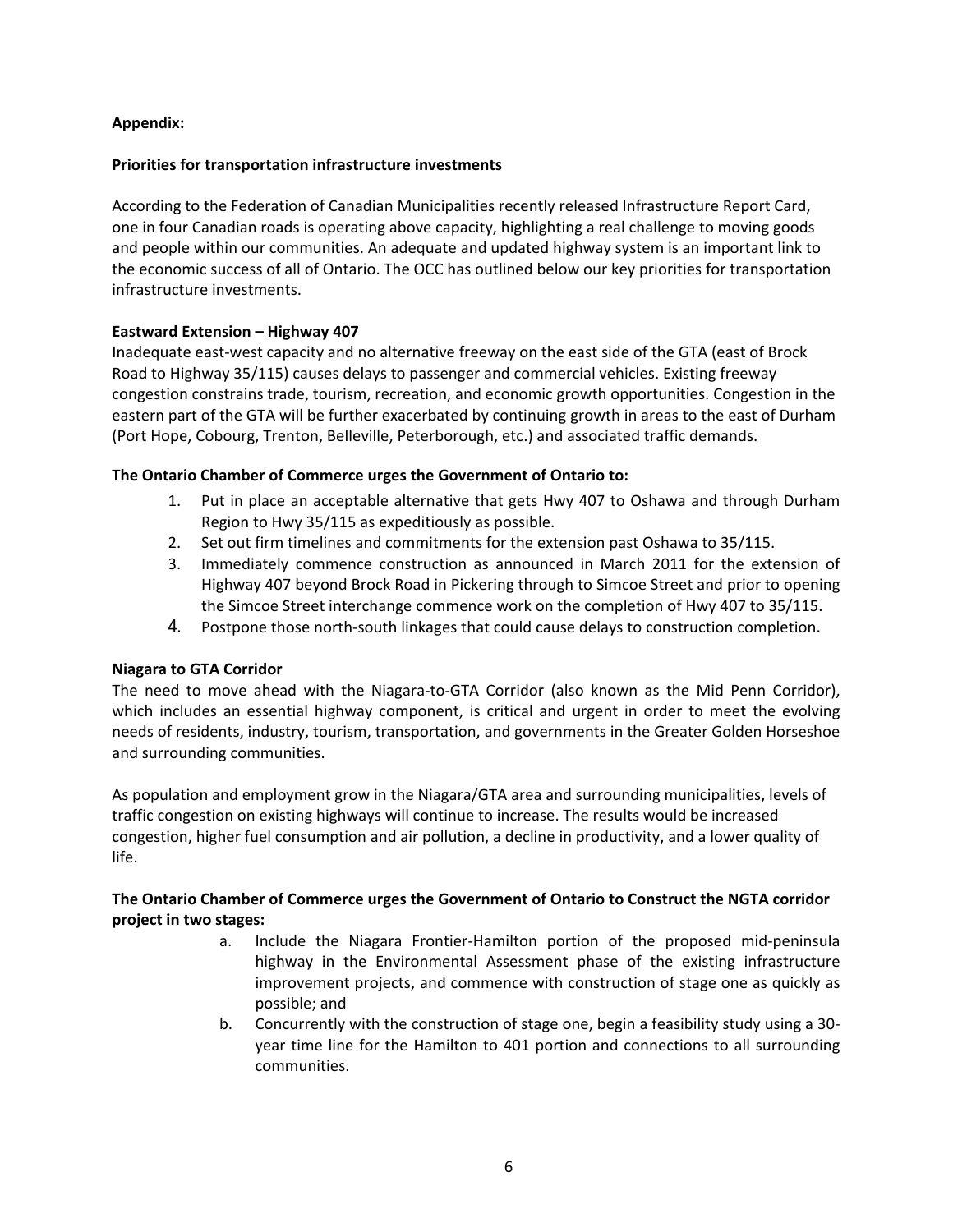**Appendix:**

**Priorities for transportation infrastructure investments**

According to the Federation of Canadian Municipalities recently released Infrastructure Report Card, one in four Canadian roads is operating above capacity, highlighting a real challenge to moving goods and people within our communities. An adequate and updated highway system is an important link to the economic success of all of Ontario. The OCC has outlined below our key priorities for transportation infrastructure investments.

**Eastward Extension – Highway 407**

Inadequate east-west capacity and no alternative freeway on the east side of the GTA (east of Brock Road to Highway 35/115) causes delays to passenger and commercial vehicles. Existing freeway congestion constrains trade, tourism, recreation, and economic growth opportunities. Congestion in the eastern part of the GTA will be further exacerbated by continuing growth in areas to the east of Durham (Port Hope, Cobourg, Trenton, Belleville, Peterborough, etc.) and associated traffic demands.

**The Ontario Chamber of Commerce urges the Government of Ontario to:**

1. Put in place an acceptable alternative that gets Hwy 407 to Oshawa and through Durham Region to Hwy 35/115 as expeditiously as possible.
2. Set out firm timelines and commitments for the extension past Oshawa to 35/115.
3. Immediately commence construction as announced in March 2011 for the extension of Highway 407 beyond Brock Road in Pickering through to Simcoe Street and prior to opening the Simcoe Street interchange commence work on the completion of Hwy 407 to 35/115.
4. Postpone those north-south linkages that could cause delays to construction completion.

**Niagara to GTA Corridor**

The need to move ahead with the Niagara-to-GTA Corridor (also known as the Mid Penn Corridor), which includes an essential highway component, is critical and urgent in order to meet the evolving needs of residents, industry, tourism, transportation, and governments in the Greater Golden Horseshoe and surrounding communities.

As population and employment grow in the Niagara/GTA area and surrounding municipalities, levels of traffic congestion on existing highways will continue to increase. The results would be increased congestion, higher fuel consumption and air pollution, a decline in productivity, and a lower quality of life.

**The Ontario Chamber of Commerce urges the Government of Ontario to Construct the NGTA corridor project in two stages:**

a. Include the Niagara Frontier-Hamilton portion of the proposed mid-peninsula highway in the Environmental Assessment phase of the existing infrastructure improvement projects, and commence with construction of stage one as quickly as possible; and
b. Concurrently with the construction of stage one, begin a feasibility study using a 30-year time line for the Hamilton to 401 portion and connections to all surrounding communities.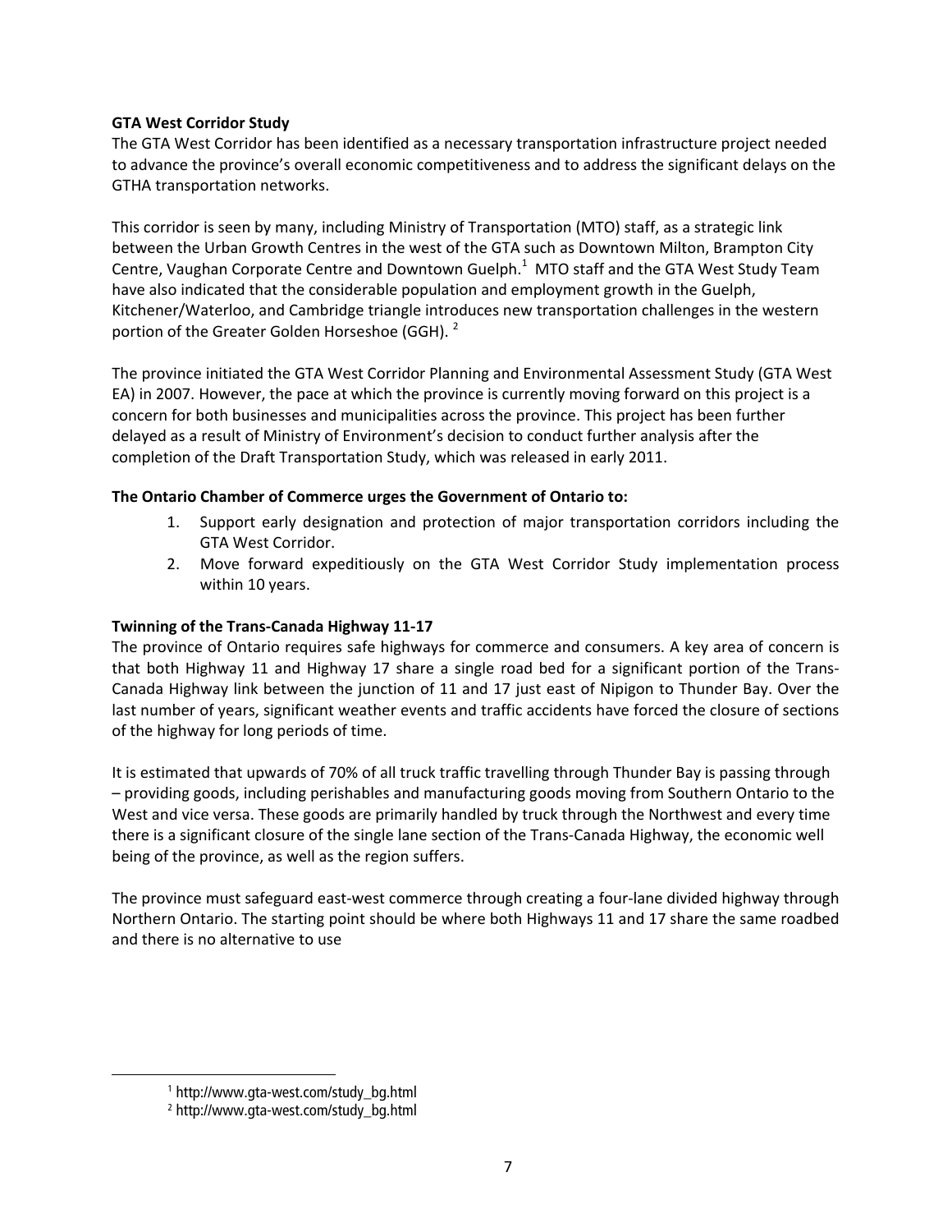**GTA West Corridor Study**

The GTA West Corridor has been identified as a necessary transportation infrastructure project needed to advance the province's overall economic competitiveness and to address the significant delays on the GTHA transportation networks.

This corridor is seen by many, including Ministry of Transportation (MTO) staff, as a strategic link between the Urban Growth Centres in the west of the GTA such as Downtown Milton, Brampton City Centre, Vaughan Corporate Centre and Downtown Guelph.[1] MTO staff and the GTA West Study Team have also indicated that the considerable population and employment growth in the Guelph, Kitchener/Waterloo, and Cambridge triangle introduces new transportation challenges in the western portion of the Greater Golden Horseshoe (GGH). [2]

The province initiated the GTA West Corridor Planning and Environmental Assessment Study (GTA West EA) in 2007. However, the pace at which the province is currently moving forward on this project is a concern for both businesses and municipalities across the province. This project has been further delayed as a result of Ministry of Environment's decision to conduct further analysis after the completion of the Draft Transportation Study, which was released in early 2011.

**The Ontario Chamber of Commerce urges the Government of Ontario to:**

1. Support early designation and protection of major transportation corridors including the GTA West Corridor.
2. Move forward expeditiously on the GTA West Corridor Study implementation process within 10 years.

**Twinning of the Trans-Canada Highway 11-17**

The province of Ontario requires safe highways for commerce and consumers. A key area of concern is that both Highway 11 and Highway 17 share a single road bed for a significant portion of the Trans-Canada Highway link between the junction of 11 and 17 just east of Nipigon to Thunder Bay. Over the last number of years, significant weather events and traffic accidents have forced the closure of sections of the highway for long periods of time.

It is estimated that upwards of 70% of all truck traffic travelling through Thunder Bay is passing through – providing goods, including perishables and manufacturing goods moving from Southern Ontario to the West and vice versa. These goods are primarily handled by truck through the Northwest and every time there is a significant closure of the single lane section of the Trans-Canada Highway, the economic well being of the province, as well as the region suffers.

The province must safeguard east-west commerce through creating a four-lane divided highway through Northern Ontario. The starting point should be where both Highways 11 and 17 share the same roadbed and there is no alternative to use

[1] http://www.gta-west.com/study_bg.html

[2] http://www.gta-west.com/study_bg.html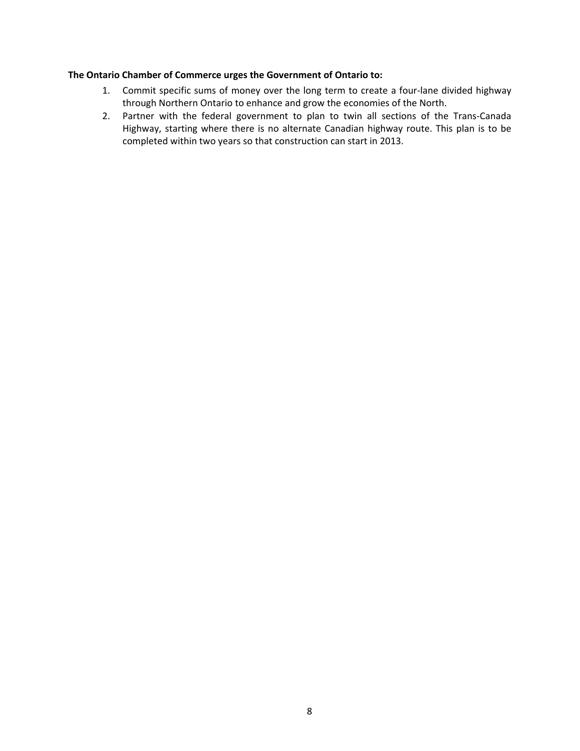**The Ontario Chamber of Commerce urges the Government of Ontario to:**

1. Commit specific sums of money over the long term to create a four-lane divided highway through Northern Ontario to enhance and grow the economies of the North.
2. Partner with the federal government to plan to twin all sections of the Trans-Canada Highway, starting where there is no alternate Canadian highway route. This plan is to be completed within two years so that construction can start in 2013.